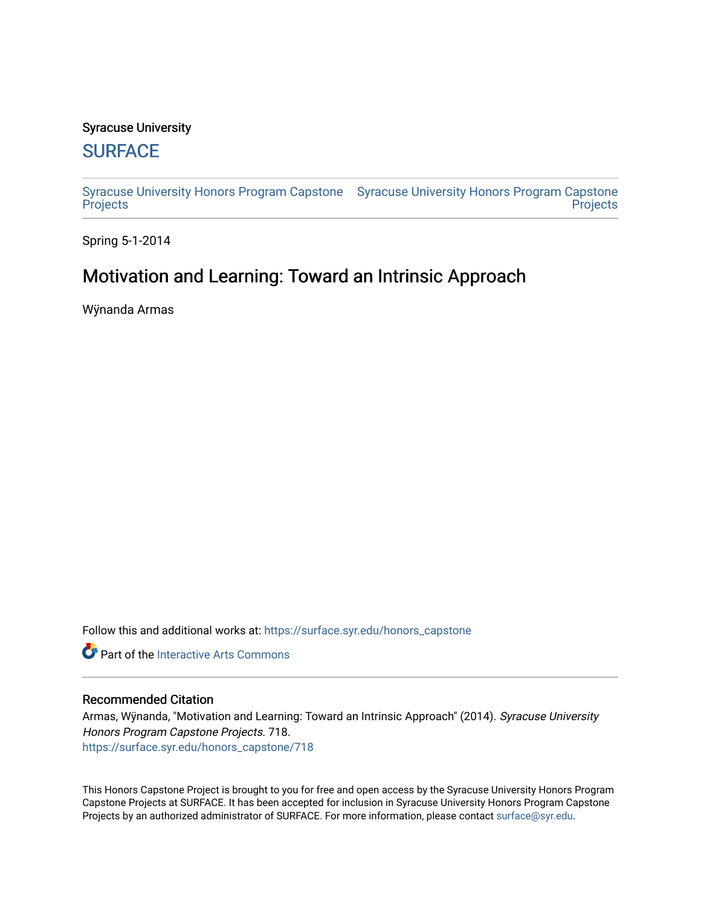Syracuse University

SURFACE

Syracuse University Honors Program Capstone Projects | Syracuse University Honors Program Capstone Projects

Spring 5-1-2014

# Motivation and Learning: Toward an Intrinsic Approach

Wÿnanda Armas

Follow this and additional works at: https://surface.syr.edu/honors_capstone

Part of the Interactive Arts Commons

## Recommended Citation

Armas, Wÿnanda, "Motivation and Learning: Toward an Intrinsic Approach" (2014). *Syracuse University Honors Program Capstone Projects*. 718.
https://surface.syr.edu/honors_capstone/718

This Honors Capstone Project is brought to you for free and open access by the Syracuse University Honors Program Capstone Projects at SURFACE. It has been accepted for inclusion in Syracuse University Honors Program Capstone Projects by an authorized administrator of SURFACE. For more information, please contact surface@syr.edu.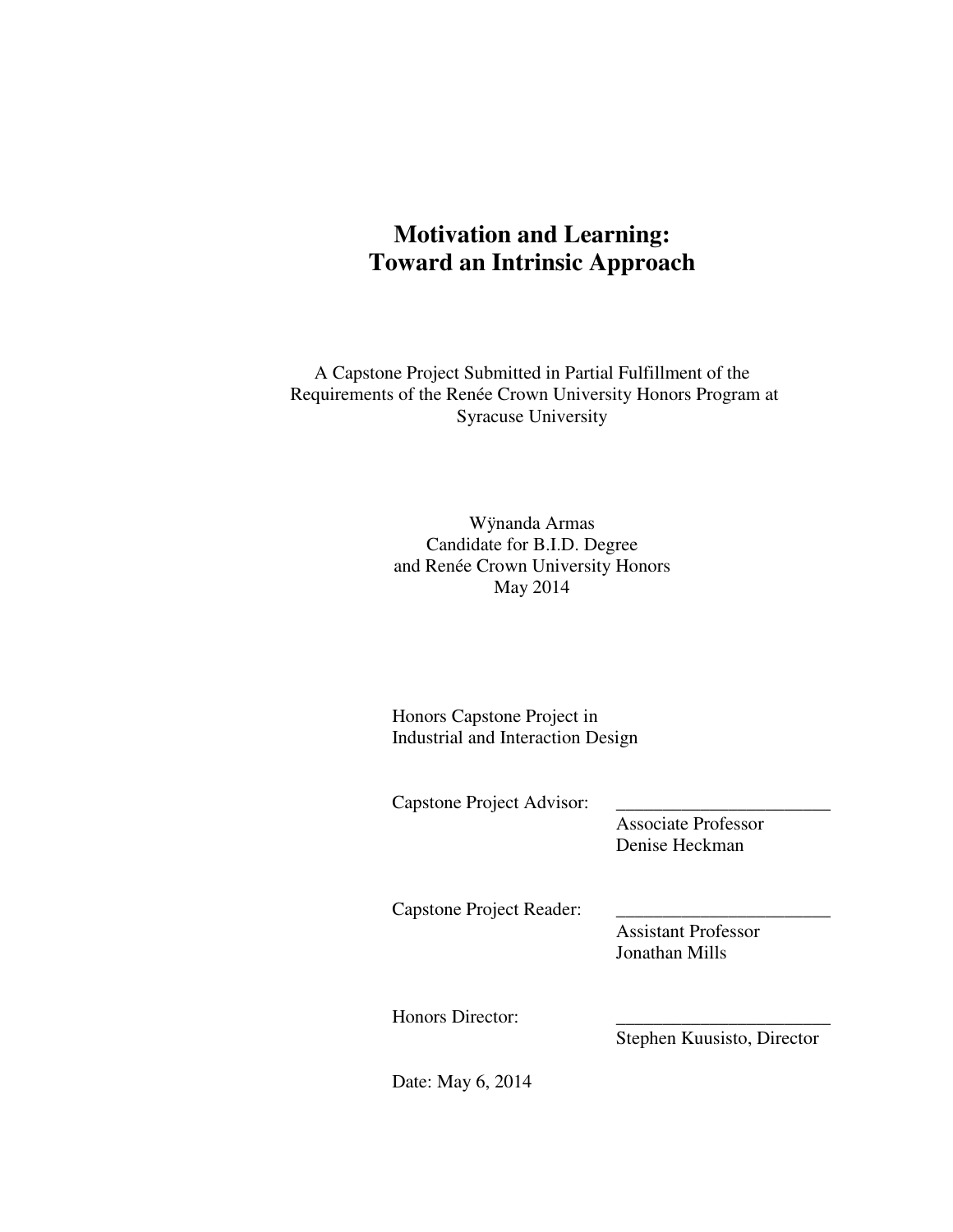# Motivation and Learning: Toward an Intrinsic Approach

A Capstone Project Submitted in Partial Fulfillment of the Requirements of the Renée Crown University Honors Program at Syracuse University

Wÿnanda Armas
Candidate for B.I.D. Degree
and Renée Crown University Honors
May 2014

Honors Capstone Project in
Industrial and Interaction Design

Capstone Project Advisor: _______________________
Associate Professor
Denise Heckman

Capstone Project Reader: _______________________
Assistant Professor
Jonathan Mills

Honors Director: _______________________
Stephen Kuusisto, Director

Date: May 6, 2014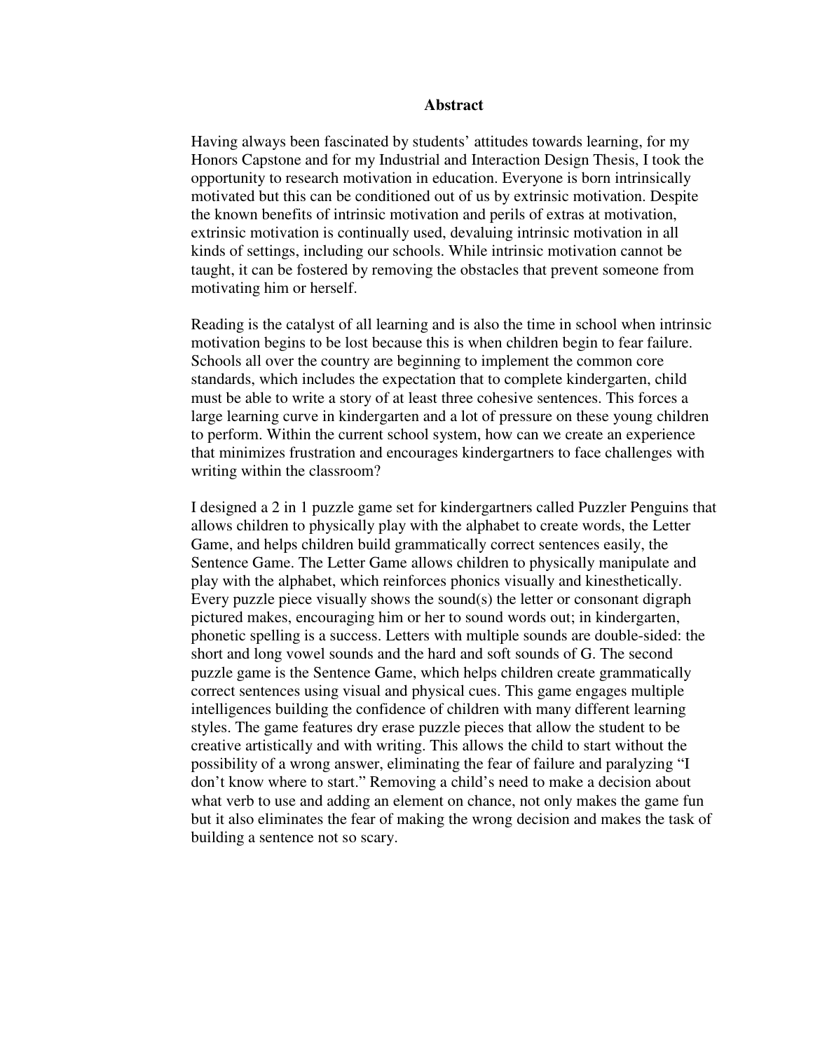## Abstract

Having always been fascinated by students' attitudes towards learning, for my Honors Capstone and for my Industrial and Interaction Design Thesis, I took the opportunity to research motivation in education. Everyone is born intrinsically motivated but this can be conditioned out of us by extrinsic motivation. Despite the known benefits of intrinsic motivation and perils of extras at motivation, extrinsic motivation is continually used, devaluing intrinsic motivation in all kinds of settings, including our schools. While intrinsic motivation cannot be taught, it can be fostered by removing the obstacles that prevent someone from motivating him or herself.

Reading is the catalyst of all learning and is also the time in school when intrinsic motivation begins to be lost because this is when children begin to fear failure. Schools all over the country are beginning to implement the common core standards, which includes the expectation that to complete kindergarten, child must be able to write a story of at least three cohesive sentences. This forces a large learning curve in kindergarten and a lot of pressure on these young children to perform. Within the current school system, how can we create an experience that minimizes frustration and encourages kindergartners to face challenges with writing within the classroom?

I designed a 2 in 1 puzzle game set for kindergartners called Puzzler Penguins that allows children to physically play with the alphabet to create words, the Letter Game, and helps children build grammatically correct sentences easily, the Sentence Game. The Letter Game allows children to physically manipulate and play with the alphabet, which reinforces phonics visually and kinesthetically. Every puzzle piece visually shows the sound(s) the letter or consonant digraph pictured makes, encouraging him or her to sound words out; in kindergarten, phonetic spelling is a success. Letters with multiple sounds are double-sided: the short and long vowel sounds and the hard and soft sounds of G. The second puzzle game is the Sentence Game, which helps children create grammatically correct sentences using visual and physical cues. This game engages multiple intelligences building the confidence of children with many different learning styles. The game features dry erase puzzle pieces that allow the student to be creative artistically and with writing. This allows the child to start without the possibility of a wrong answer, eliminating the fear of failure and paralyzing "I don't know where to start." Removing a child's need to make a decision about what verb to use and adding an element on chance, not only makes the game fun but it also eliminates the fear of making the wrong decision and makes the task of building a sentence not so scary.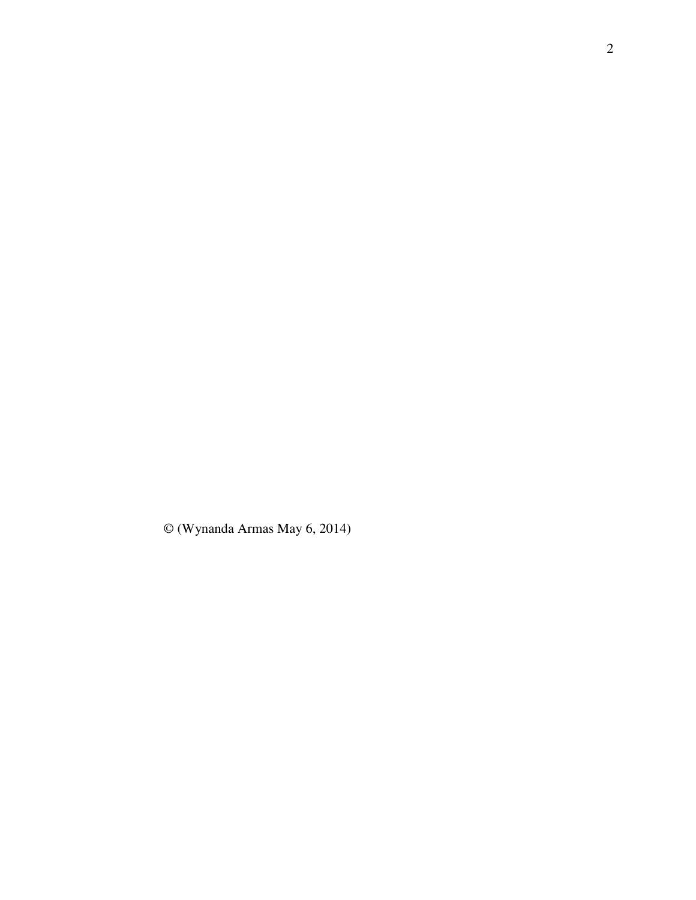© (Wynanda Armas May 6, 2014)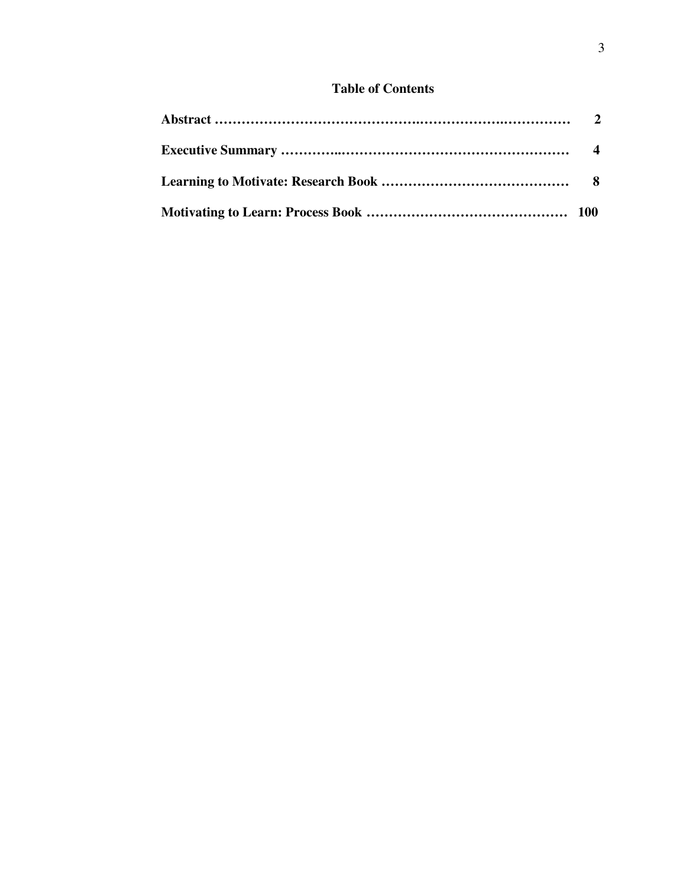## Table of Contents

| | |
|---|---|
| **Abstract** | **2** |
| **Executive Summary** | **4** |
| **Learning to Motivate: Research Book** | **8** |
| **Motivating to Learn: Process Book** | **100** |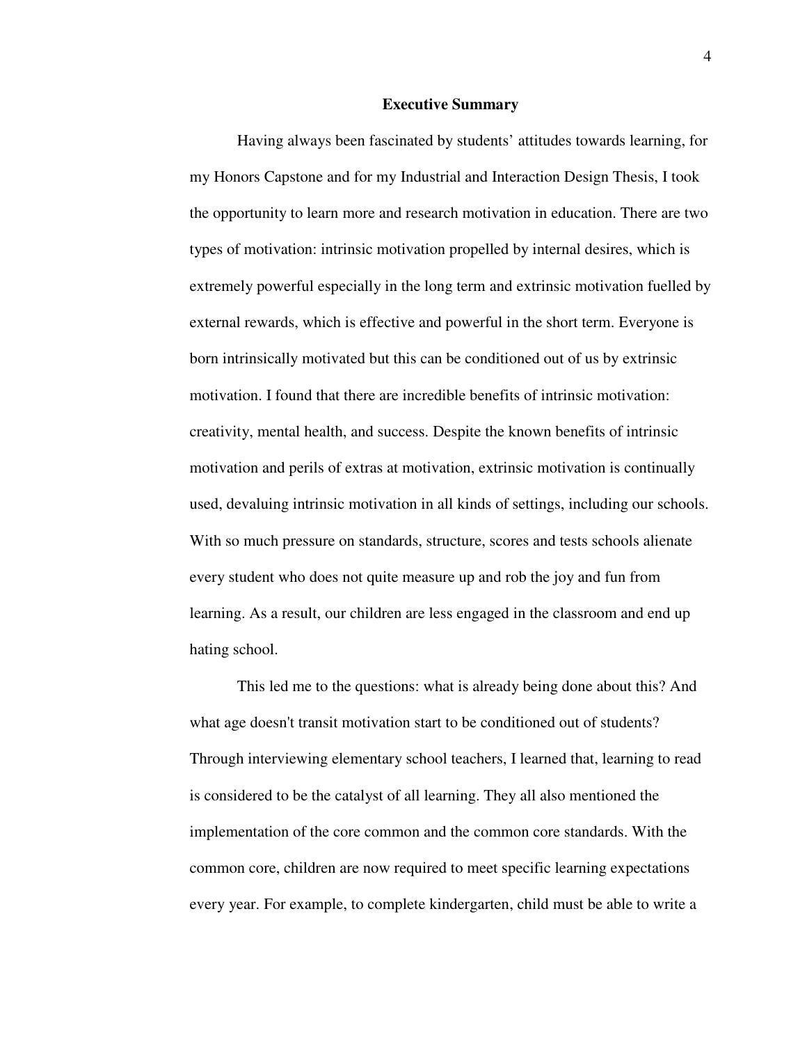## Executive Summary

Having always been fascinated by students' attitudes towards learning, for my Honors Capstone and for my Industrial and Interaction Design Thesis, I took the opportunity to learn more and research motivation in education. There are two types of motivation: intrinsic motivation propelled by internal desires, which is extremely powerful especially in the long term and extrinsic motivation fuelled by external rewards, which is effective and powerful in the short term. Everyone is born intrinsically motivated but this can be conditioned out of us by extrinsic motivation. I found that there are incredible benefits of intrinsic motivation: creativity, mental health, and success. Despite the known benefits of intrinsic motivation and perils of extras at motivation, extrinsic motivation is continually used, devaluing intrinsic motivation in all kinds of settings, including our schools. With so much pressure on standards, structure, scores and tests schools alienate every student who does not quite measure up and rob the joy and fun from learning. As a result, our children are less engaged in the classroom and end up hating school.

This led me to the questions: what is already being done about this? And what age doesn't transit motivation start to be conditioned out of students? Through interviewing elementary school teachers, I learned that, learning to read is considered to be the catalyst of all learning. They all also mentioned the implementation of the core common and the common core standards. With the common core, children are now required to meet specific learning expectations every year. For example, to complete kindergarten, child must be able to write a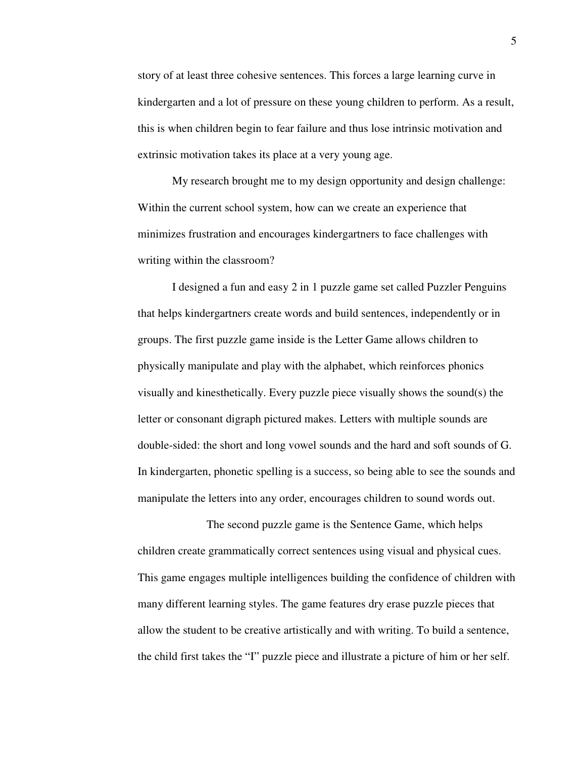story of at least three cohesive sentences. This forces a large learning curve in kindergarten and a lot of pressure on these young children to perform. As a result, this is when children begin to fear failure and thus lose intrinsic motivation and extrinsic motivation takes its place at a very young age.

My research brought me to my design opportunity and design challenge: Within the current school system, how can we create an experience that minimizes frustration and encourages kindergartners to face challenges with writing within the classroom?

I designed a fun and easy 2 in 1 puzzle game set called Puzzler Penguins that helps kindergartners create words and build sentences, independently or in groups. The first puzzle game inside is the Letter Game allows children to physically manipulate and play with the alphabet, which reinforces phonics visually and kinesthetically. Every puzzle piece visually shows the sound(s) the letter or consonant digraph pictured makes. Letters with multiple sounds are double-sided: the short and long vowel sounds and the hard and soft sounds of G. In kindergarten, phonetic spelling is a success, so being able to see the sounds and manipulate the letters into any order, encourages children to sound words out.

The second puzzle game is the Sentence Game, which helps children create grammatically correct sentences using visual and physical cues. This game engages multiple intelligences building the confidence of children with many different learning styles. The game features dry erase puzzle pieces that allow the student to be creative artistically and with writing. To build a sentence, the child first takes the "I" puzzle piece and illustrate a picture of him or her self.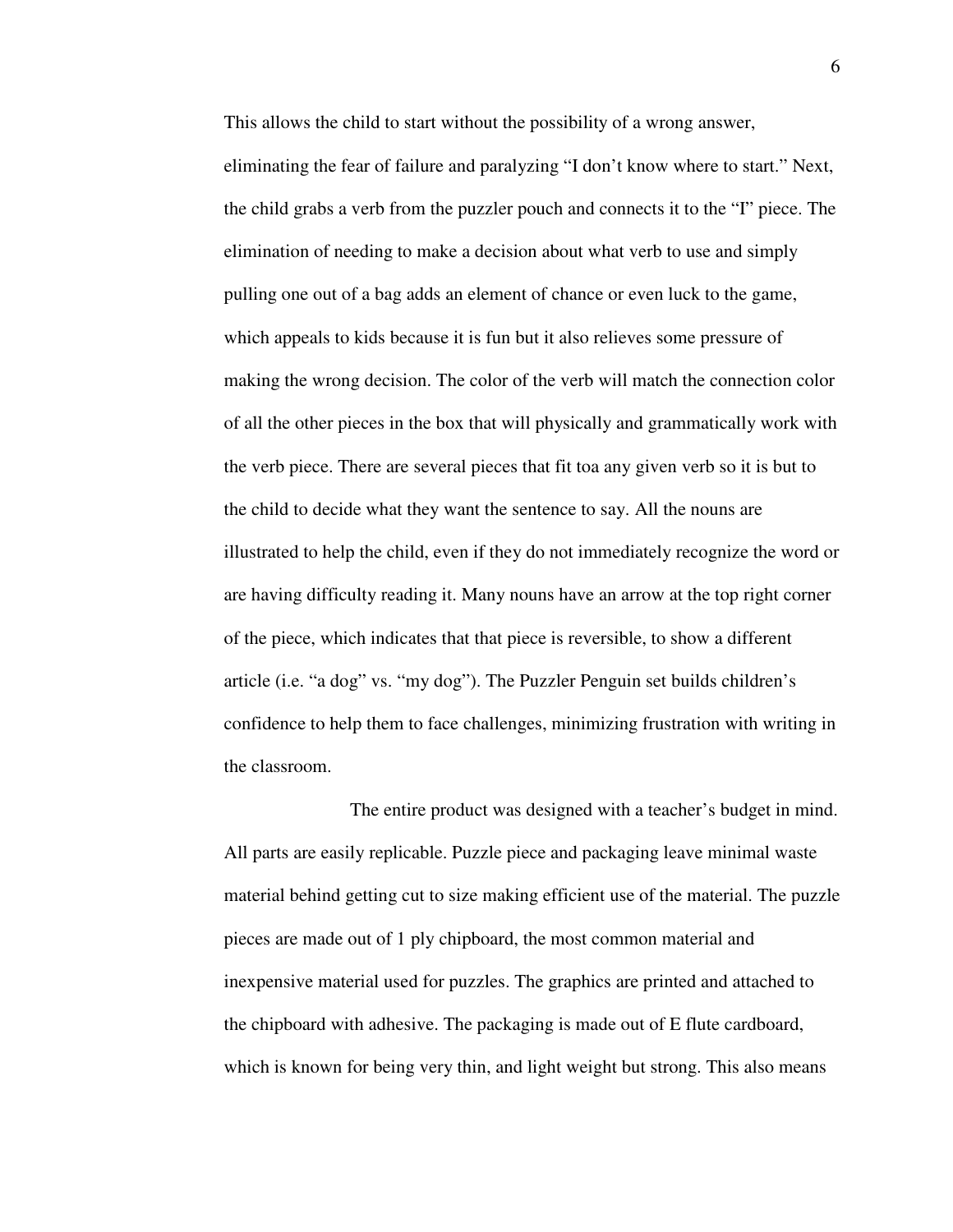This allows the child to start without the possibility of a wrong answer, eliminating the fear of failure and paralyzing "I don't know where to start." Next, the child grabs a verb from the puzzler pouch and connects it to the "I" piece. The elimination of needing to make a decision about what verb to use and simply pulling one out of a bag adds an element of chance or even luck to the game, which appeals to kids because it is fun but it also relieves some pressure of making the wrong decision. The color of the verb will match the connection color of all the other pieces in the box that will physically and grammatically work with the verb piece. There are several pieces that fit toa any given verb so it is but to the child to decide what they want the sentence to say. All the nouns are illustrated to help the child, even if they do not immediately recognize the word or are having difficulty reading it. Many nouns have an arrow at the top right corner of the piece, which indicates that that piece is reversible, to show a different article (i.e. "a dog" vs. "my dog"). The Puzzler Penguin set builds children's confidence to help them to face challenges, minimizing frustration with writing in the classroom.

The entire product was designed with a teacher's budget in mind. All parts are easily replicable. Puzzle piece and packaging leave minimal waste material behind getting cut to size making efficient use of the material. The puzzle pieces are made out of 1 ply chipboard, the most common material and inexpensive material used for puzzles. The graphics are printed and attached to the chipboard with adhesive. The packaging is made out of E flute cardboard, which is known for being very thin, and light weight but strong. This also means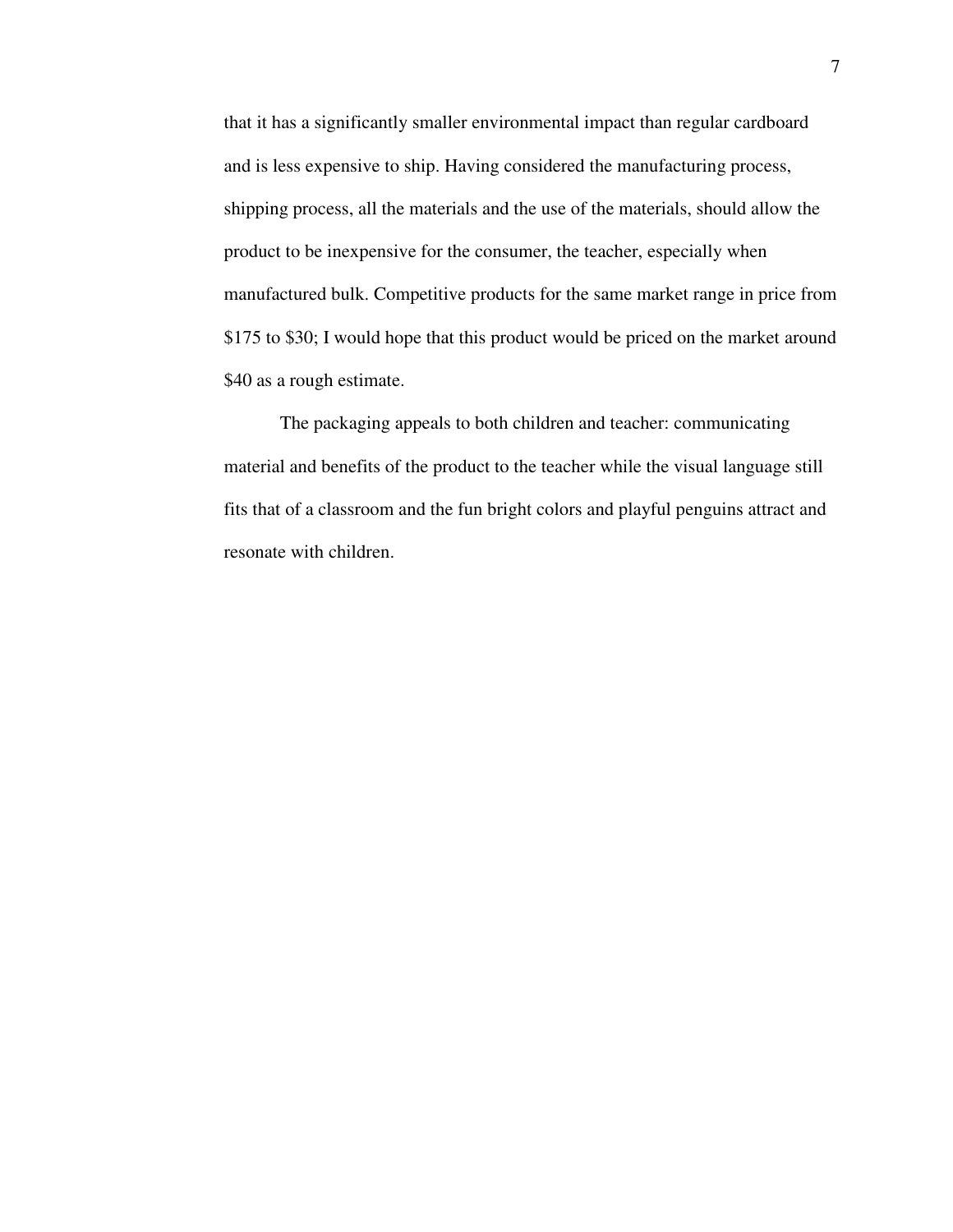that it has a significantly smaller environmental impact than regular cardboard and is less expensive to ship. Having considered the manufacturing process, shipping process, all the materials and the use of the materials, should allow the product to be inexpensive for the consumer, the teacher, especially when manufactured bulk. Competitive products for the same market range in price from $175 to $30; I would hope that this product would be priced on the market around $40 as a rough estimate.

The packaging appeals to both children and teacher: communicating material and benefits of the product to the teacher while the visual language still fits that of a classroom and the fun bright colors and playful penguins attract and resonate with children.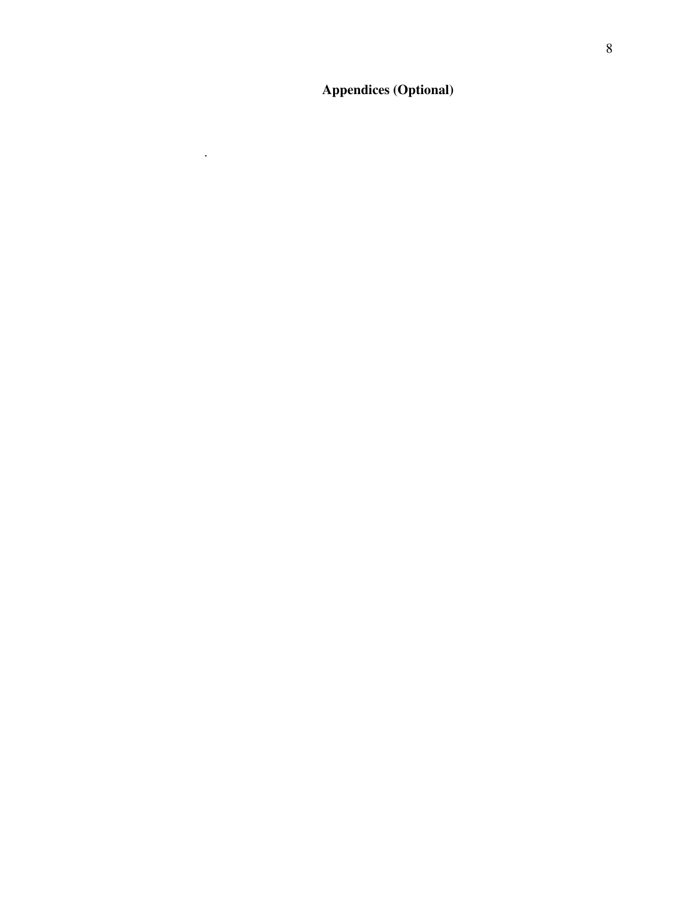# Appendices (Optional)

.